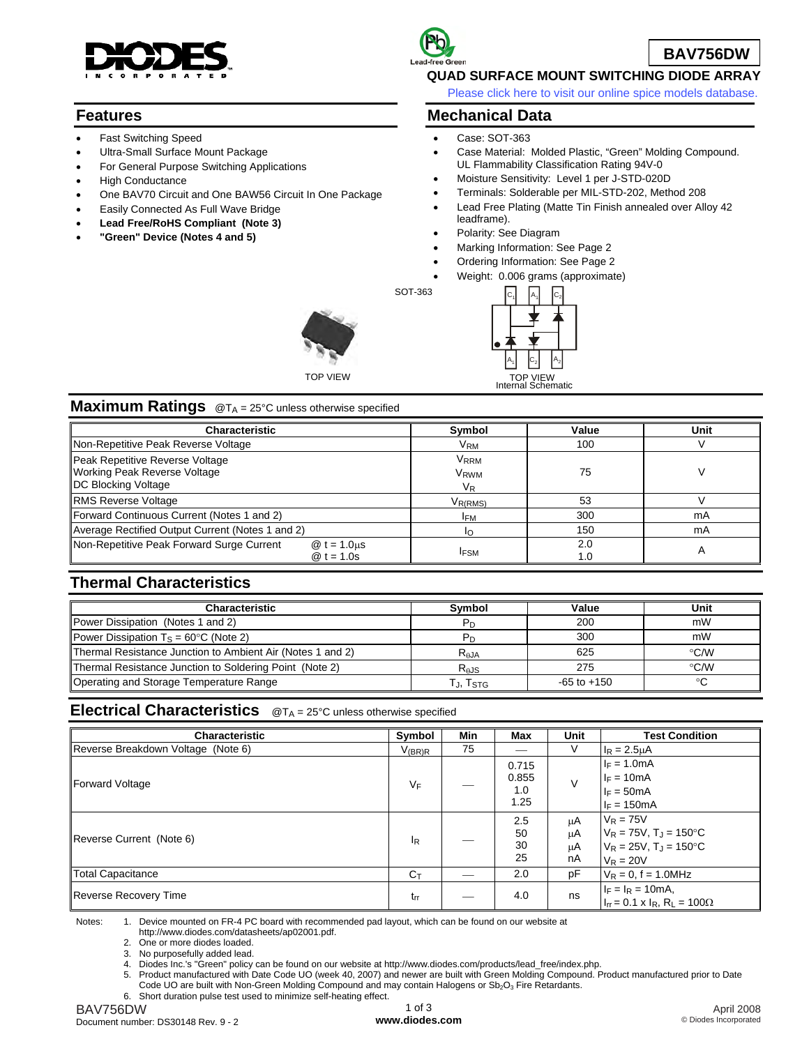# BAV756DW

## QUAD SURFACE MOUNT SWITCHING DIODE ARRAY

Please click here to visit our online spice models database.

## Features

- Fast Switching Speed
- Ultra-Small Surface Mount Package
- For General Purpose Switching Applications
- High Conductance
- One BAV70 Circuit and One BAW56 Circuit In One Package
- Easily Connected As Full Wave Bridge
- **Lead Free/RoHS Compliant (Note 3)**
- **"Green" Device (Notes 4 and 5)**

## Mechanical Data

- Case: SOT-363
- Case Material: Molded Plastic, "Green" Molding Compound. UL Flammability Classification Rating 94V-0
- Moisture Sensitivity: Level 1 per J-STD-020D
- Terminals: Solderable per MIL-STD-202, Method 208
- Lead Free Plating (Matte Tin Finish annealed over Alloy 42 leadframe).
- Polarity: See Diagram
- Marking Information: See Page 2
- Ordering Information: See Page 2
- Weight: 0.006 grams (approximate)

SOT-363

TOP VIEW

TOP VIEW
Internal Schematic

## Maximum Ratings @$T_A$ = 25°C unless otherwise specified

| Characteristic | Symbol | Value | Unit |
|---|---|---|---|
| Non-Repetitive Peak Reverse Voltage | $V_{RM}$ | 100 | V |
| Peak Repetitive Reverse Voltage<br>Working Peak Reverse Voltage<br>DC Blocking Voltage | $V_{RRM}$<br>$V_{RWM}$<br>$V_R$ | 75 | V |
| RMS Reverse Voltage | $V_{R(RMS)}$ | 53 | V |
| Forward Continuous Current (Notes 1 and 2) | $I_{FM}$ | 300 | mA |
| Average Rectified Output Current (Notes 1 and 2) | $I_O$ | 150 | mA |
| Non-Repetitive Peak Forward Surge Current @ t = 1.0μs<br>@ t = 1.0s | $I_{FSM}$ | 2.0<br>1.0 | A |

## Thermal Characteristics

| Characteristic | Symbol | Value | Unit |
|---|---|---|---|
| Power Dissipation (Notes 1 and 2) | $P_D$ | 200 | mW |
| Power Dissipation $T_S$ = 60°C (Note 2) | $P_D$ | 300 | mW |
| Thermal Resistance Junction to Ambient Air (Notes 1 and 2) | $R_{\theta JA}$ | 625 | °C/W |
| Thermal Resistance Junction to Soldering Point (Note 2) | $R_{\theta JS}$ | 275 | °C/W |
| Operating and Storage Temperature Range | $T_J, T_{STG}$ | -65 to +150 | °C |

## Electrical Characteristics @$T_A$ = 25°C unless otherwise specified

| Characteristic | Symbol | Min | Max | Unit | Test Condition |
|---|---|---|---|---|---|
| Reverse Breakdown Voltage (Note 6) | $V_{(BR)R}$ | 75 | — | V | $I_R$ = 2.5μA |
| Forward Voltage | $V_F$ | — | 0.715<br>0.855<br>1.0<br>1.25 | V | $I_F$ = 1.0mA<br>$I_F$ = 10mA<br>$I_F$ = 50mA<br>$I_F$ = 150mA |
| Reverse Current (Note 6) | $I_R$ | — | 2.5<br>50<br>30<br>25 | μA<br>μA<br>μA<br>nA | $V_R$ = 75V<br>$V_R$ = 75V, $T_J$ = 150°C<br>$V_R$ = 25V, $T_J$ = 150°C<br>$V_R$ = 20V |
| Total Capacitance | $C_T$ | — | 2.0 | pF | $V_R$ = 0, f = 1.0MHz |
| Reverse Recovery Time | $t_{rr}$ | — | 4.0 | ns | $I_F = I_R$ = 10mA,<br>$I_{rr}$ = 0.1 x $I_R$, $R_L$ = 100Ω |

Notes:
1. Device mounted on FR-4 PC board with recommended pad layout, which can be found on our website at http://www.diodes.com/datasheets/ap02001.pdf.
2. One or more diodes loaded.
3. No purposefully added lead.
4. Diodes Inc.'s "Green" policy can be found on our website at http://www.diodes.com/products/lead_free/index.php.
5. Product manufactured with Date Code UO (week 40, 2007) and newer are built with Green Molding Compound. Product manufactured prior to Date Code UO are built with Non-Green Molding Compound and may contain Halogens or $Sb_2O_3$ Fire Retardants.
6. Short duration pulse test used to minimize self-heating effect.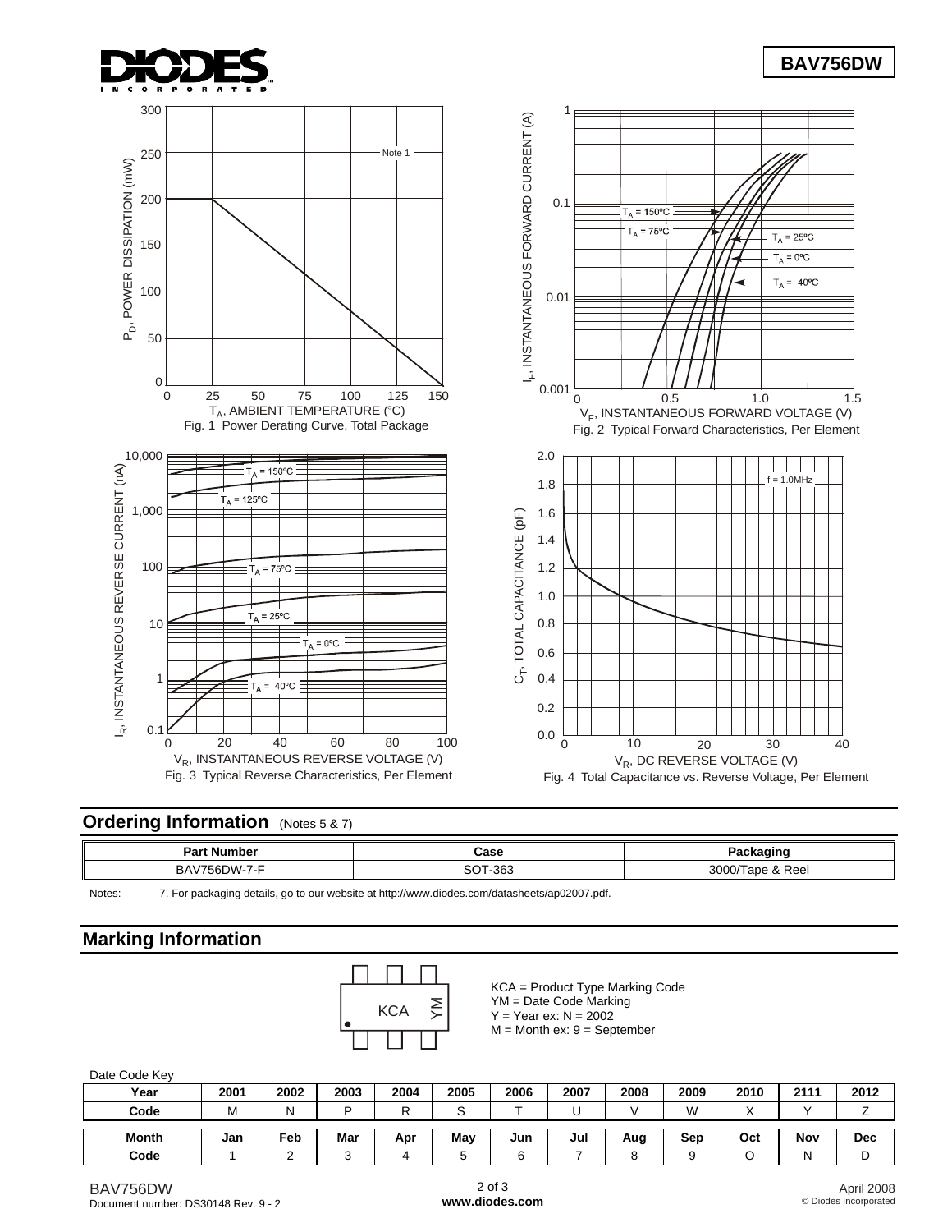Fig. 1 Power Derating Curve, Total Package

Fig. 2 Typical Forward Characteristics, Per Element

Fig. 3 Typical Reverse Characteristics, Per Element

Fig. 4 Total Capacitance vs. Reverse Voltage, Per Element

## Ordering Information (Notes 5 & 7)

| Part Number | Case | Packaging |
|---|---|---|
| BAV756DW-7-F | SOT-363 | 3000/Tape & Reel |

Notes: 7. For packaging details, go to our website at http://www.diodes.com/datasheets/ap02007.pdf.

## Marking Information

KCA = Product Type Marking Code
YM = Date Code Marking
Y = Year ex: N = 2002
M = Month ex: 9 = September

Date Code Key

| Year | 2001 | 2002 | 2003 | 2004 | 2005 | 2006 | 2007 | 2008 | 2009 | 2010 | 2111 | 2012 |
|---|---|---|---|---|---|---|---|---|---|---|---|---|
| Code | M | N | P | R | S | T | U | V | W | X | Y | Z |

| Month | Jan | Feb | Mar | Apr | May | Jun | Jul | Aug | Sep | Oct | Nov | Dec |
|---|---|---|---|---|---|---|---|---|---|---|---|---|
| Code | 1 | 2 | 3 | 4 | 5 | 6 | 7 | 8 | 9 | O | N | D |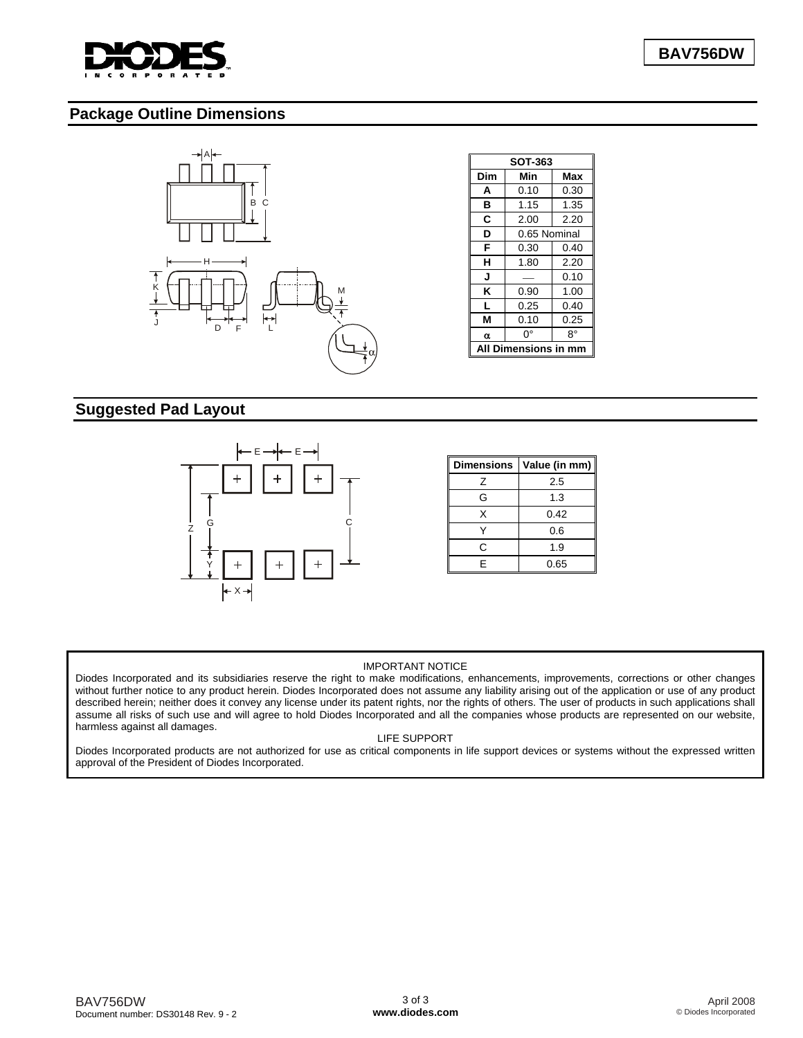## Package Outline Dimensions

| SOT-363 | | |
|---|---|---|
| **Dim** | **Min** | **Max** |
| **A** | 0.10 | 0.30 |
| **B** | 1.15 | 1.35 |
| **C** | 2.00 | 2.20 |
| **D** | 0.65 Nominal | |
| **F** | 0.30 | 0.40 |
| **H** | 1.80 | 2.20 |
| **J** | — | 0.10 |
| **K** | 0.90 | 1.00 |
| **L** | 0.25 | 0.40 |
| **M** | 0.10 | 0.25 |
| **α** | 0° | 8° |
| **All Dimensions in mm** | | |

## Suggested Pad Layout

| Dimensions | Value (in mm) |
|---|---|
| Z | 2.5 |
| G | 1.3 |
| X | 0.42 |
| Y | 0.6 |
| C | 1.9 |
| E | 0.65 |

IMPORTANT NOTICE

Diodes Incorporated and its subsidiaries reserve the right to make modifications, enhancements, improvements, corrections or other changes without further notice to any product herein. Diodes Incorporated does not assume any liability arising out of the application or use of any product described herein; neither does it convey any license under its patent rights, nor the rights of others. The user of products in such applications shall assume all risks of such use and will agree to hold Diodes Incorporated and all the companies whose products are represented on our website, harmless against all damages.

LIFE SUPPORT

Diodes Incorporated products are not authorized for use as critical components in life support devices or systems without the expressed written approval of the President of Diodes Incorporated.